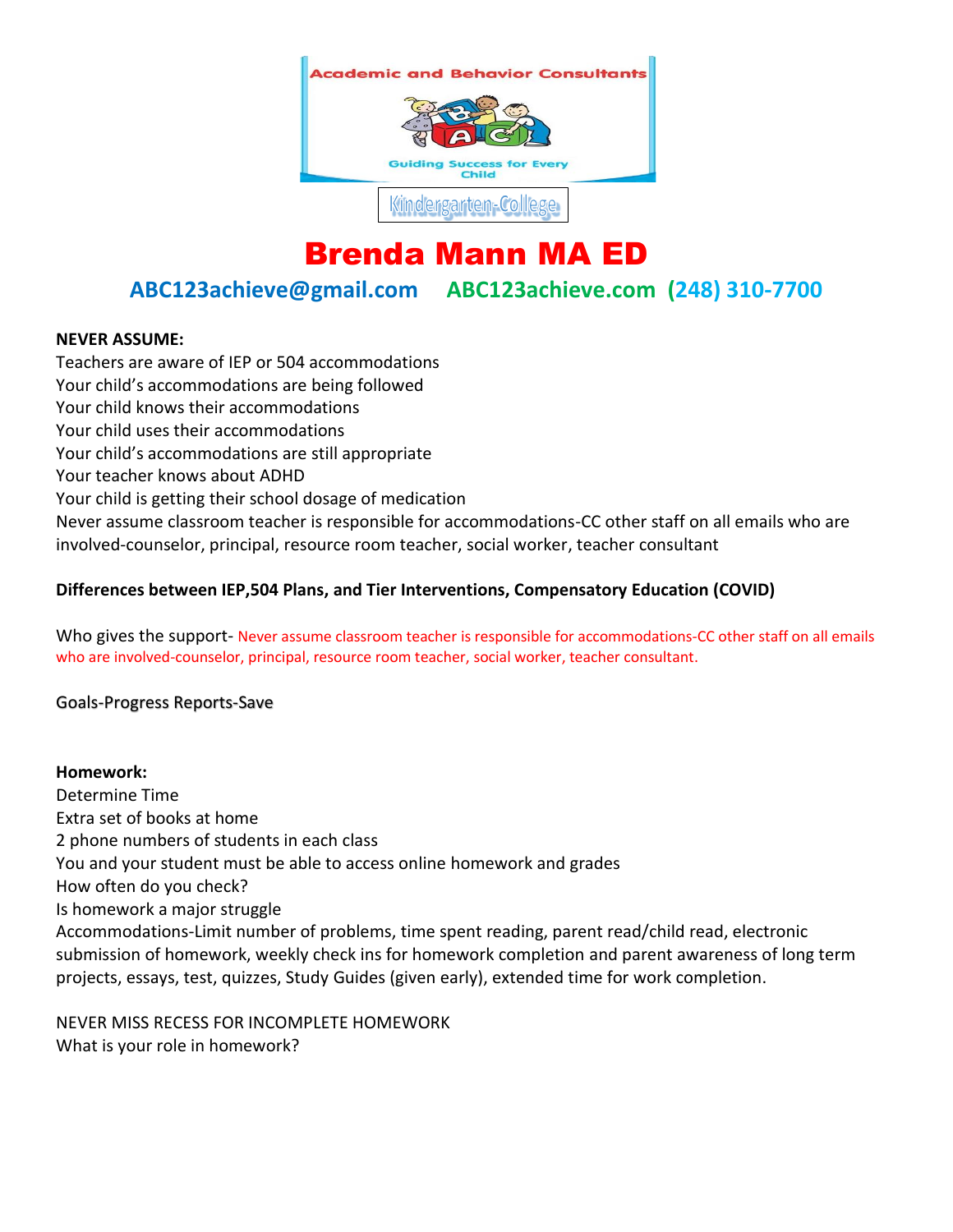Academic and Behavior Consultants

Guiding Success for Every Child

Kindergarten-College

# Brenda Mann MA ED

**ABC123achieve@gmail.com ABC123achieve.com (248) 310-7700**

**NEVER ASSUME:**

Teachers are aware of IEP or 504 accommodations
Your child's accommodations are being followed
Your child knows their accommodations
Your child uses their accommodations
Your child's accommodations are still appropriate
Your teacher knows about ADHD
Your child is getting their school dosage of medication
Never assume classroom teacher is responsible for accommodations-CC other staff on all emails who are involved-counselor, principal, resource room teacher, social worker, teacher consultant

**Differences between IEP,504 Plans, and Tier Interventions, Compensatory Education (COVID)**

Who gives the support- Never assume classroom teacher is responsible for accommodations-CC other staff on all emails who are involved-counselor, principal, resource room teacher, social worker, teacher consultant.

Goals-Progress Reports-Save

**Homework:**

Determine Time
Extra set of books at home
2 phone numbers of students in each class
You and your student must be able to access online homework and grades
How often do you check?
Is homework a major struggle
Accommodations-Limit number of problems, time spent reading, parent read/child read, electronic submission of homework, weekly check ins for homework completion and parent awareness of long term projects, essays, test, quizzes, Study Guides (given early), extended time for work completion.

NEVER MISS RECESS FOR INCOMPLETE HOMEWORK
What is your role in homework?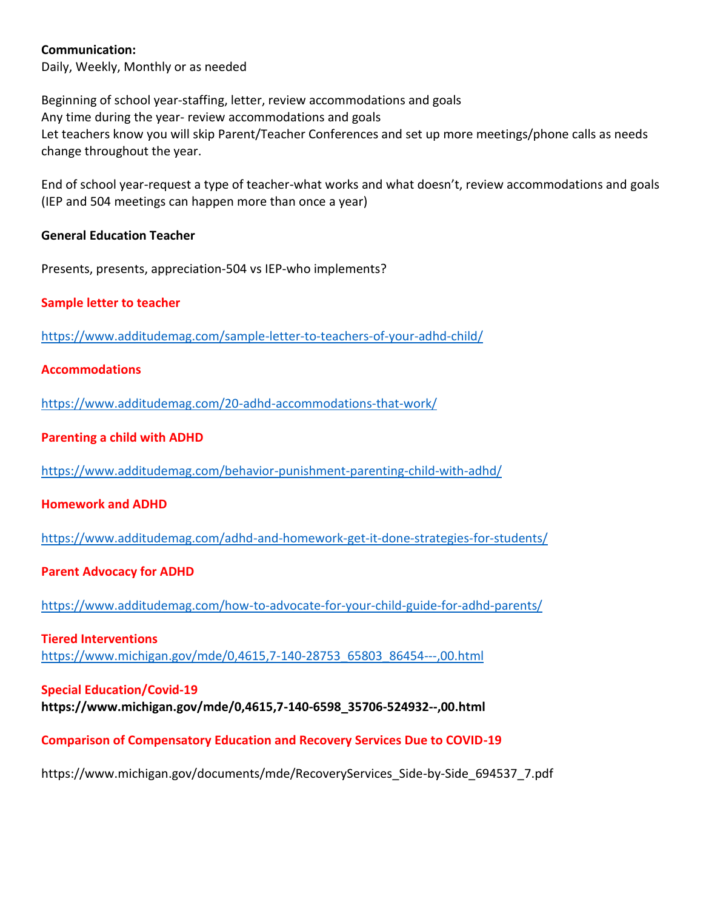**Communication:**
Daily, Weekly, Monthly or as needed

Beginning of school year-staffing, letter, review accommodations and goals
Any time during the year- review accommodations and goals
Let teachers know you will skip Parent/Teacher Conferences and set up more meetings/phone calls as needs change throughout the year.

End of school year-request a type of teacher-what works and what doesn't, review accommodations and goals (IEP and 504 meetings can happen more than once a year)

**General Education Teacher**

Presents, presents, appreciation-504 vs IEP-who implements?

**Sample letter to teacher**

https://www.additudemag.com/sample-letter-to-teachers-of-your-adhd-child/

**Accommodations**

https://www.additudemag.com/20-adhd-accommodations-that-work/

**Parenting a child with ADHD**

https://www.additudemag.com/behavior-punishment-parenting-child-with-adhd/

**Homework and ADHD**

https://www.additudemag.com/adhd-and-homework-get-it-done-strategies-for-students/

**Parent Advocacy for ADHD**

https://www.additudemag.com/how-to-advocate-for-your-child-guide-for-adhd-parents/

**Tiered Interventions**
https://www.michigan.gov/mde/0,4615,7-140-28753_65803_86454---,00.html

**Special Education/Covid-19**
**https://www.michigan.gov/mde/0,4615,7-140-6598_35706-524932--,00.html**

**Comparison of Compensatory Education and Recovery Services Due to COVID-19**

https://www.michigan.gov/documents/mde/RecoveryServices_Side-by-Side_694537_7.pdf